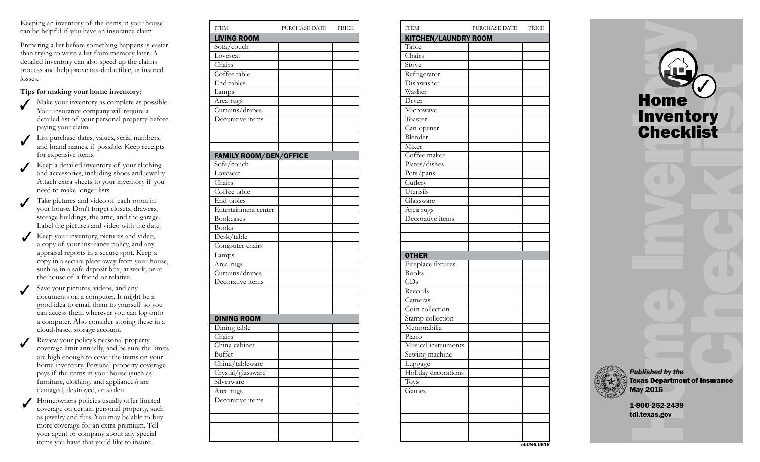Keeping an inventory of the items in your house can be helpful if you have an insurance claim.

Preparing a list before something happens is easier than trying to write a list from memory later. A detailed inventory can also speed up the claims process and help prove tax-deductible, uninsured losses.

**Tips for making your home inventory:**

- ✓ Make your inventory as complete as possible. Your insurance company will require a detailed list of your personal property before paying your claim.
- ✓ List purchase dates, values, serial numbers, and brand names, if possible. Keep receipts for expensive items.
- ✓ Keep a detailed inventory of your clothing and accessories, including shoes and jewelry. Attach extra sheets to your inventory if you need to make longer lists.
- ✓ Take pictures and video of each room in your house. Don't forget closets, drawers, storage buildings, the attic, and the garage. Label the pictures and video with the date.
- ✓ Keep your inventory, pictures and video, a copy of your insurance policy, and any appraisal reports in a secure spot. Keep a copy in a secure place away from your house, such as in a safe deposit box, at work, or at the house of a friend or relative.
- ✓ Save your pictures, videos, and any documents on a computer. It might be a good idea to email them to yourself so you can access them wherever you can log onto a computer. Also consider storing these in a cloud-based storage account.
- ✓ Review your policy's personal property coverage limit annually, and be sure the limits are high enough to cover the items on your home inventory. Personal property coverage pays if the items in your house (such as furniture, clothing, and appliances) are damaged, destroyed, or stolen.
- ✓ Homeowners policies usually offer limited coverage on certain personal property, such as jewelry and furs. You may be able to buy more coverage for an extra premium. Tell your agent or company about any special items you have that you'd like to insure.

| ITEM | PURCHASE DATE | PRICE |
|---|---|---|
| **LIVING ROOM** | | |
| Sofa/couch | | |
| Loveseat | | |
| Chairs | | |
| Coffee table | | |
| End tables | | |
| Lamps | | |
| Area rugs | | |
| Curtains/drapes | | |
| Decorative items | | |
| | | |
| | | |
| | | |
| **FAMILY ROOM/DEN/OFFICE** | | |
| Sofa/couch | | |
| Loveseat | | |
| Chairs | | |
| Coffee table | | |
| End tables | | |
| Entertainment center | | |
| Bookcases | | |
| Books | | |
| Desk/table | | |
| Computer chairs | | |
| Lamps | | |
| Area rugs | | |
| Curtains/drapes | | |
| Decorative items | | |
| | | |
| | | |
| | | |
| **DINING ROOM** | | |
| Dining table | | |
| Chairs | | |
| China cabinet | | |
| Buffet | | |
| China/tableware | | |
| Crystal/glassware | | |
| Silverware | | |
| Area rugs | | |
| Decorative items | | |
| | | |
| | | |
| | | |
| | | |

| ITEM | PURCHASE DATE | PRICE |
|---|---|---|
| **KITCHEN/LAUNDRY ROOM** | | |
| Table | | |
| Chairs | | |
| Stove | | |
| Refrigerator | | |
| Dishwasher | | |
| Washer | | |
| Dryer | | |
| Microwave | | |
| Toaster | | |
| Can opener | | |
| Blender | | |
| Mixer | | |
| Coffee maker | | |
| Plates/dishes | | |
| Pots/pans | | |
| Cutlery | | |
| Utensils | | |
| Glassware | | |
| Area rugs | | |
| Decorative items | | |
| | | |
| | | |
| | | |
| **OTHER** | | |
| Fireplace fixtures | | |
| Books | | |
| CDs | | |
| Records | | |
| Cameras | | |
| Coin collection | | |
| Stamp collection | | |
| Memorabilia | | |
| Piano | | |
| Musical instruments | | |
| Sewing machine | | |
| Luggage | | |
| Holiday decorations | | |
| Toys | | |
| Games | | |
| | | |
| | | |
| | | |
| | | |
| | | |

cb086.0516

# Home Inventory Checklist

*Published by the*
**Texas Department of Insurance**
**May 2016**

**1-800-252-2439**
**tdi.texas.gov**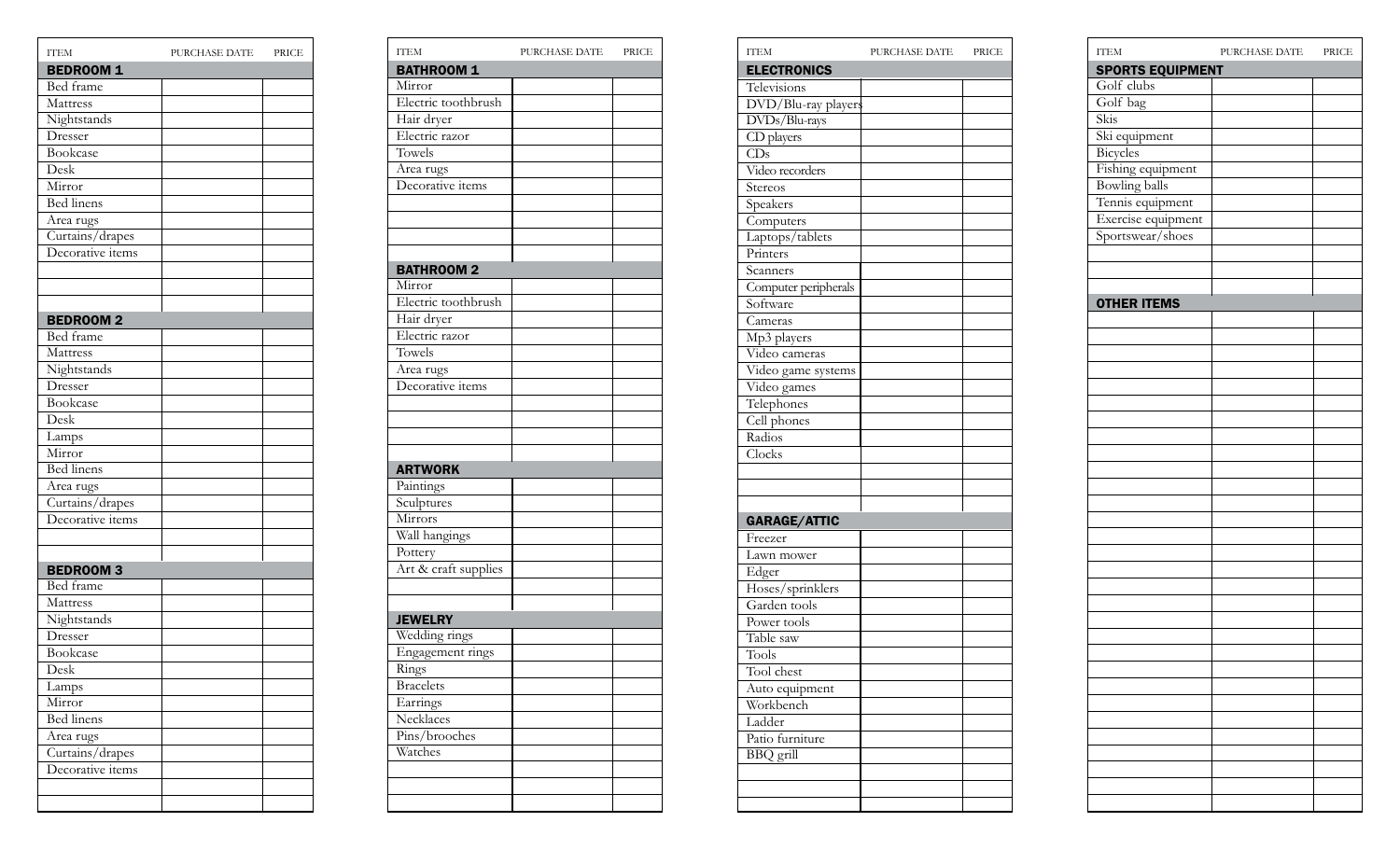| ITEM | PURCHASE DATE | PRICE |
|---|---|---|
| **BEDROOM 1** | | |
| Bed frame | | |
| Mattress | | |
| Nightstands | | |
| Dresser | | |
| Bookcase | | |
| Desk | | |
| Mirror | | |
| Bed linens | | |
| Area rugs | | |
| Curtains/drapes | | |
| Decorative items | | |
| | | |
| | | |
| | | |
| **BEDROOM 2** | | |
| Bed frame | | |
| Mattress | | |
| Nightstands | | |
| Dresser | | |
| Bookcase | | |
| Desk | | |
| Lamps | | |
| Mirror | | |
| Bed linens | | |
| Area rugs | | |
| Curtains/drapes | | |
| Decorative items | | |
| | | |
| | | |
| **BEDROOM 3** | | |
| Bed frame | | |
| Mattress | | |
| Nightstands | | |
| Dresser | | |
| Bookcase | | |
| Desk | | |
| Lamps | | |
| Mirror | | |
| Bed linens | | |
| Area rugs | | |
| Curtains/drapes | | |
| Decorative items | | |
| | | |
| | | |

| ITEM | PURCHASE DATE | PRICE |
|---|---|---|
| **BATHROOM 1** | | |
| Mirror | | |
| Electric toothbrush | | |
| Hair dryer | | |
| Electric razor | | |
| Towels | | |
| Area rugs | | |
| Decorative items | | |
| | | |
| | | |
| | | |
| | | |
| **BATHROOM 2** | | |
| Mirror | | |
| Electric toothbrush | | |
| Hair dryer | | |
| Electric razor | | |
| Towels | | |
| Area rugs | | |
| Decorative items | | |
| | | |
| | | |
| | | |
| | | |
| **ARTWORK** | | |
| Paintings | | |
| Sculptures | | |
| Mirrors | | |
| Wall hangings | | |
| Pottery | | |
| Art & craft supplies | | |
| | | |
| | | |
| **JEWELRY** | | |
| Wedding rings | | |
| Engagement rings | | |
| Rings | | |
| Bracelets | | |
| Earrings | | |
| Necklaces | | |
| Pins/brooches | | |
| Watches | | |
| | | |
| | | |
| | | |

| ITEM | PURCHASE DATE | PRICE |
|---|---|---|
| **ELECTRONICS** | | |
| Televisions | | |
| DVD/Blu-ray players | | |
| DVDs/Blu-rays | | |
| CD players | | |
| CDs | | |
| Video recorders | | |
| Stereos | | |
| Speakers | | |
| Computers | | |
| Laptops/tablets | | |
| Printers | | |
| Scanners | | |
| Computer peripherals | | |
| Software | | |
| Cameras | | |
| Mp3 players | | |
| Video cameras | | |
| Video game systems | | |
| Video games | | |
| Telephones | | |
| Cell phones | | |
| Radios | | |
| Clocks | | |
| | | |
| | | |
| | | |
| **GARAGE/ATTIC** | | |
| Freezer | | |
| Lawn mower | | |
| Edger | | |
| Hoses/sprinklers | | |
| Garden tools | | |
| Power tools | | |
| Table saw | | |
| Tools | | |
| Tool chest | | |
| Auto equipment | | |
| Workbench | | |
| Ladder | | |
| Patio furniture | | |
| BBQ grill | | |
| | | |
| | | |
| | | |

| ITEM | PURCHASE DATE | PRICE |
|---|---|---|
| **SPORTS EQUIPMENT** | | |
| Golf clubs | | |
| Golf bag | | |
| Skis | | |
| Ski equipment | | |
| Bicycles | | |
| Fishing equipment | | |
| Bowling balls | | |
| Tennis equipment | | |
| Exercise equipment | | |
| Sportswear/shoes | | |
| | | |
| | | |
| | | |
| **OTHER ITEMS** | | |
| | | |
| | | |
| | | |
| | | |
| | | |
| | | |
| | | |
| | | |
| | | |
| | | |
| | | |
| | | |
| | | |
| | | |
| | | |
| | | |
| | | |
| | | |
| | | |
| | | |
| | | |
| | | |
| | | |
| | | |
| | | |
| | | |
| | | |
| | | |
| | | |
| | | |